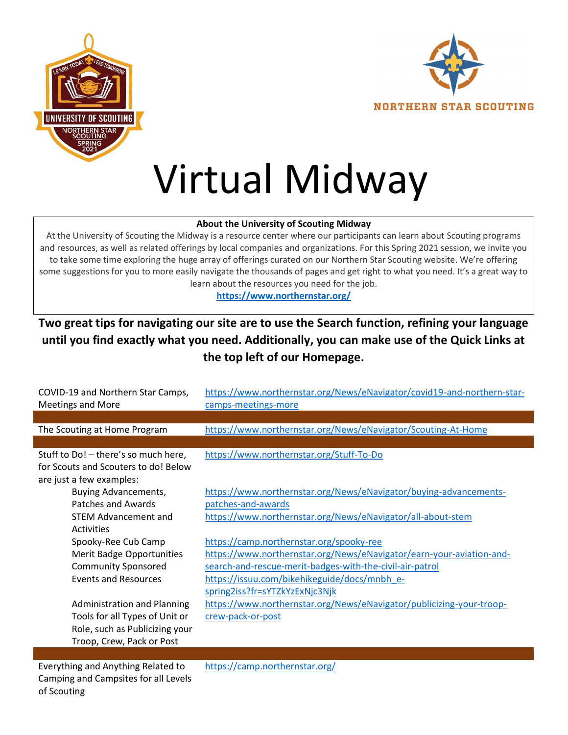# Virtual Midway

**About the University of Scouting Midway**

At the University of Scouting the Midway is a resource center where our participants can learn about Scouting programs and resources, as well as related offerings by local companies and organizations. For this Spring 2021 session, we invite you to take some time exploring the huge array of offerings curated on our Northern Star Scouting website. We're offering some suggestions for you to more easily navigate the thousands of pages and get right to what you need. It's a great way to learn about the resources you need for the job.

**https://www.northernstar.org/**

**Two great tips for navigating our site are to use the Search function, refining your language until you find exactly what you need. Additionally, you can make use of the Quick Links at the top left of our Homepage.**

| Topic | Link |
|---|---|
| COVID-19 and Northern Star Camps, Meetings and More | https://www.northernstar.org/News/eNavigator/covid19-and-northern-star-camps-meetings-more |
| The Scouting at Home Program | https://www.northernstar.org/News/eNavigator/Scouting-At-Home |
| Stuff to Do! – there's so much here, for Scouts and Scouters to do! Below are just a few examples: | https://www.northernstar.org/Stuff-To-Do |
| Buying Advancements, Patches and Awards | https://www.northernstar.org/News/eNavigator/buying-advancements-patches-and-awards |
| STEM Advancement and Activities | https://www.northernstar.org/News/eNavigator/all-about-stem |
| Spooky-Ree Cub Camp | https://camp.northernstar.org/spooky-ree |
| Merit Badge Opportunities | https://www.northernstar.org/News/eNavigator/earn-your-aviation-and-search-and-rescue-merit-badges-with-the-civil-air-patrol |
| Community Sponsored Events and Resources | https://issuu.com/bikehikeguide/docs/mnbh_e-spring2iss?fr=sYTZkYzExNjc3Njk |
| Administration and Planning Tools for all Types of Unit or Role, such as Publicizing your Troop, Crew, Pack or Post | https://www.northernstar.org/News/eNavigator/publicizing-your-troop-crew-pack-or-post |
| Everything and Anything Related to Camping and Campsites for all Levels of Scouting | https://camp.northernstar.org/ |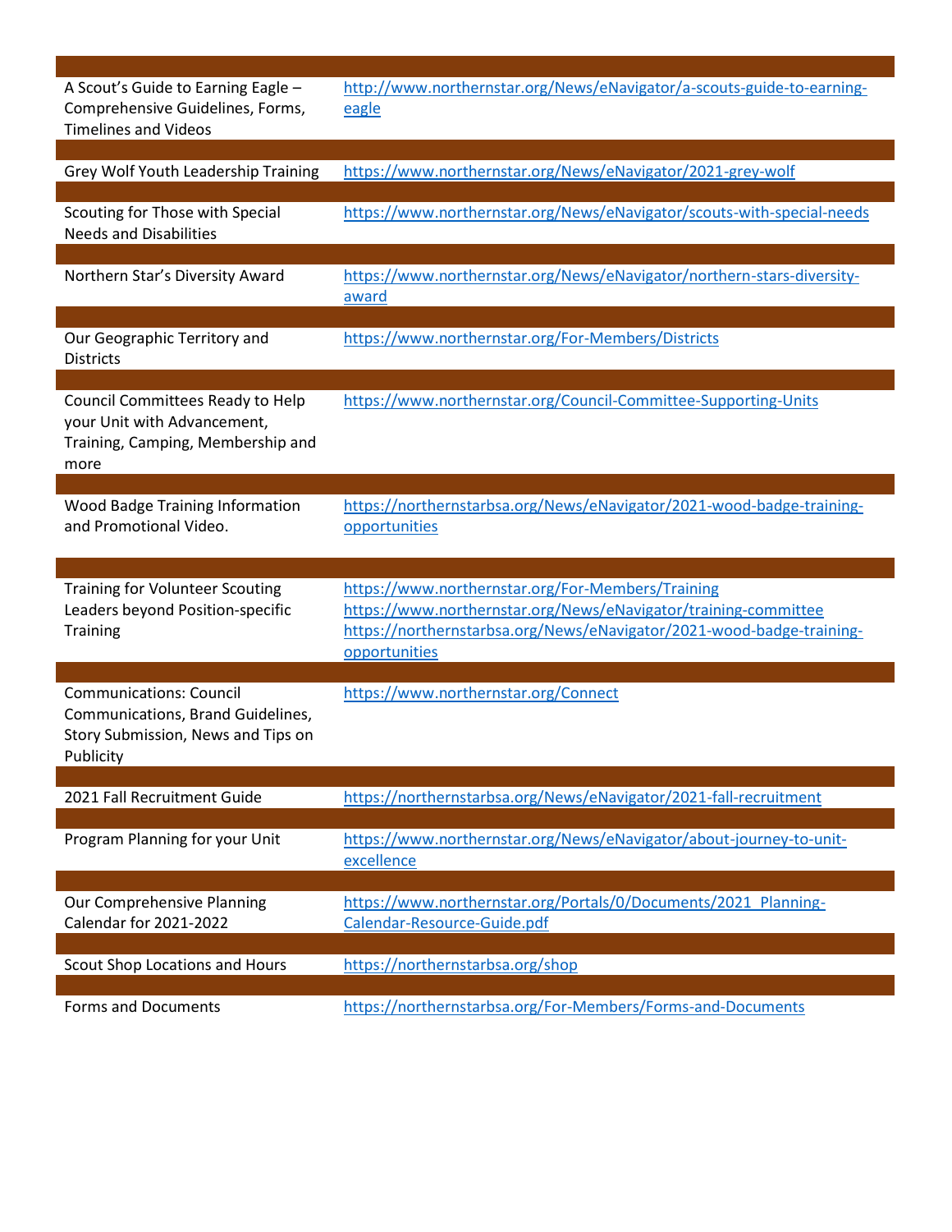| | |
|---|---|
| A Scout's Guide to Earning Eagle – Comprehensive Guidelines, Forms, Timelines and Videos | http://www.northernstar.org/News/eNavigator/a-scouts-guide-to-earning-eagle |
| Grey Wolf Youth Leadership Training | https://www.northernstar.org/News/eNavigator/2021-grey-wolf |
| Scouting for Those with Special Needs and Disabilities | https://www.northernstar.org/News/eNavigator/scouts-with-special-needs |
| Northern Star's Diversity Award | https://www.northernstar.org/News/eNavigator/northern-stars-diversity-award |
| Our Geographic Territory and Districts | https://www.northernstar.org/For-Members/Districts |
| Council Committees Ready to Help your Unit with Advancement, Training, Camping, Membership and more | https://www.northernstar.org/Council-Committee-Supporting-Units |
| Wood Badge Training Information and Promotional Video. | https://northernstarbsa.org/News/eNavigator/2021-wood-badge-training-opportunities |
| Training for Volunteer Scouting Leaders beyond Position-specific Training | https://www.northernstar.org/For-Members/Training<br>https://www.northernstar.org/News/eNavigator/training-committee<br>https://northernstarbsa.org/News/eNavigator/2021-wood-badge-training-opportunities |
| Communications: Council Communications, Brand Guidelines, Story Submission, News and Tips on Publicity | https://www.northernstar.org/Connect |
| 2021 Fall Recruitment Guide | https://northernstarbsa.org/News/eNavigator/2021-fall-recruitment |
| Program Planning for your Unit | https://www.northernstar.org/News/eNavigator/about-journey-to-unit-excellence |
| Our Comprehensive Planning Calendar for 2021-2022 | https://www.northernstar.org/Portals/0/Documents/2021_Planning-Calendar-Resource-Guide.pdf |
| Scout Shop Locations and Hours | https://northernstarbsa.org/shop |
| Forms and Documents | https://northernstarbsa.org/For-Members/Forms-and-Documents |